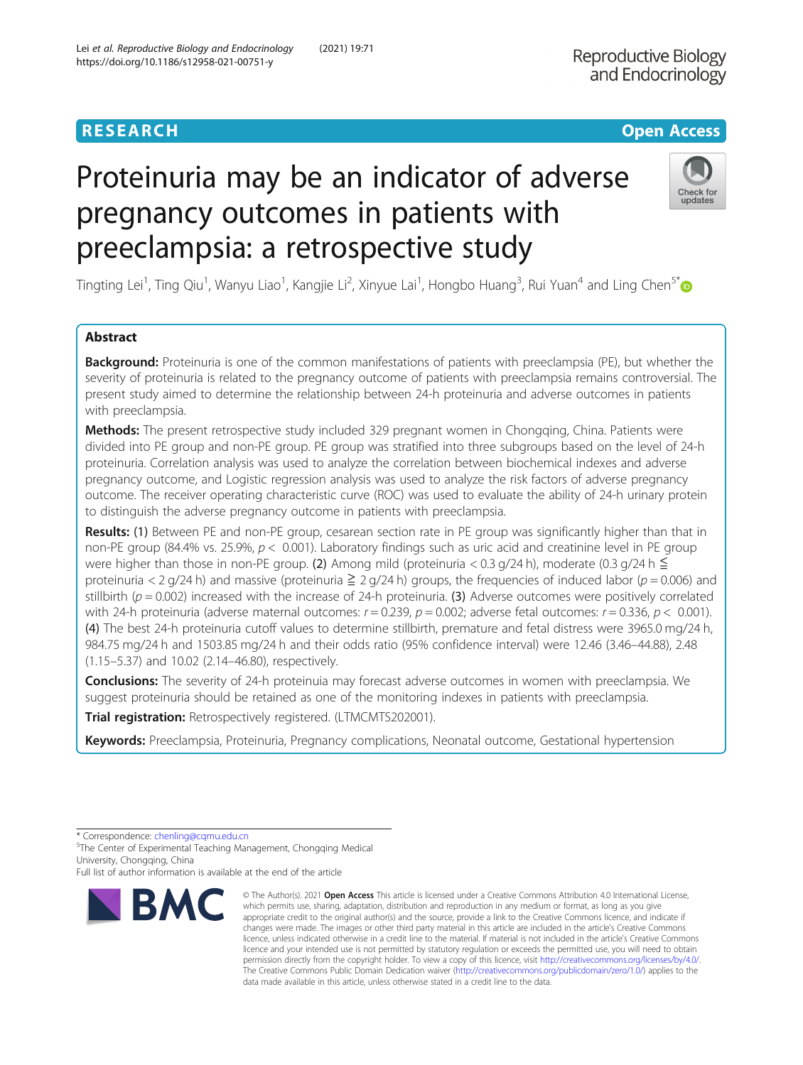RESEARCH

Open Access

# Proteinuria may be an indicator of adverse pregnancy outcomes in patients with preeclampsia: a retrospective study

Tingting Lei[1], Ting Qiu[1], Wanyu Liao[1], Kangjie Li[2], Xinyue Lai[1], Hongbo Huang[3], Rui Yuan[4] and Ling Chen[5*]

## Abstract

**Background:** Proteinuria is one of the common manifestations of patients with preeclampsia (PE), but whether the severity of proteinuria is related to the pregnancy outcome of patients with preeclampsia remains controversial. The present study aimed to determine the relationship between 24-h proteinuria and adverse outcomes in patients with preeclampsia.

**Methods:** The present retrospective study included 329 pregnant women in Chongqing, China. Patients were divided into PE group and non-PE group. PE group was stratified into three subgroups based on the level of 24-h proteinuria. Correlation analysis was used to analyze the correlation between biochemical indexes and adverse pregnancy outcome, and Logistic regression analysis was used to analyze the risk factors of adverse pregnancy outcome. The receiver operating characteristic curve (ROC) was used to evaluate the ability of 24-h urinary protein to distinguish the adverse pregnancy outcome in patients with preeclampsia.

**Results:** (1) Between PE and non-PE group, cesarean section rate in PE group was significantly higher than that in non-PE group (84.4% vs. 25.9%, $p < 0.001$). Laboratory findings such as uric acid and creatinine level in PE group were higher than those in non-PE group. (2) Among mild (proteinuria < 0.3 g/24 h), moderate (0.3 g/24 h ≦ proteinuria < 2 g/24 h) and massive (proteinuria ≧ 2 g/24 h) groups, the frequencies of induced labor ($p = 0.006$) and stillbirth ($p = 0.002$) increased with the increase of 24-h proteinuria. (3) Adverse outcomes were positively correlated with 24-h proteinuria (adverse maternal outcomes: $r = 0.239$, $p = 0.002$; adverse fetal outcomes: $r = 0.336$, $p < 0.001$). (4) The best 24-h proteinuria cutoff values to determine stillbirth, premature and fetal distress were 3965.0 mg/24 h, 984.75 mg/24 h and 1503.85 mg/24 h and their odds ratio (95% confidence interval) were 12.46 (3.46–44.88), 2.48 (1.15–5.37) and 10.02 (2.14–46.80), respectively.

**Conclusions:** The severity of 24-h proteinuia may forecast adverse outcomes in women with preeclampsia. We suggest proteinuria should be retained as one of the monitoring indexes in patients with preeclampsia.

**Trial registration:** Retrospectively registered. (LTMCMTS202001).

**Keywords:** Preeclampsia, Proteinuria, Pregnancy complications, Neonatal outcome, Gestational hypertension

---

* Correspondence: chenling@cqmu.edu.cn

[5]The Center of Experimental Teaching Management, Chongqing Medical University, Chongqing, China

Full list of author information is available at the end of the article

© The Author(s). 2021 **Open Access** This article is licensed under a Creative Commons Attribution 4.0 International License, which permits use, sharing, adaptation, distribution and reproduction in any medium or format, as long as you give appropriate credit to the original author(s) and the source, provide a link to the Creative Commons licence, and indicate if changes were made. The images or other third party material in this article are included in the article's Creative Commons licence, unless indicated otherwise in a credit line to the material. If material is not included in the article's Creative Commons licence and your intended use is not permitted by statutory regulation or exceeds the permitted use, you will need to obtain permission directly from the copyright holder. To view a copy of this licence, visit http://creativecommons.org/licenses/by/4.0/. The Creative Commons Public Domain Dedication waiver (http://creativecommons.org/publicdomain/zero/1.0/) applies to the data made available in this article, unless otherwise stated in a credit line to the data.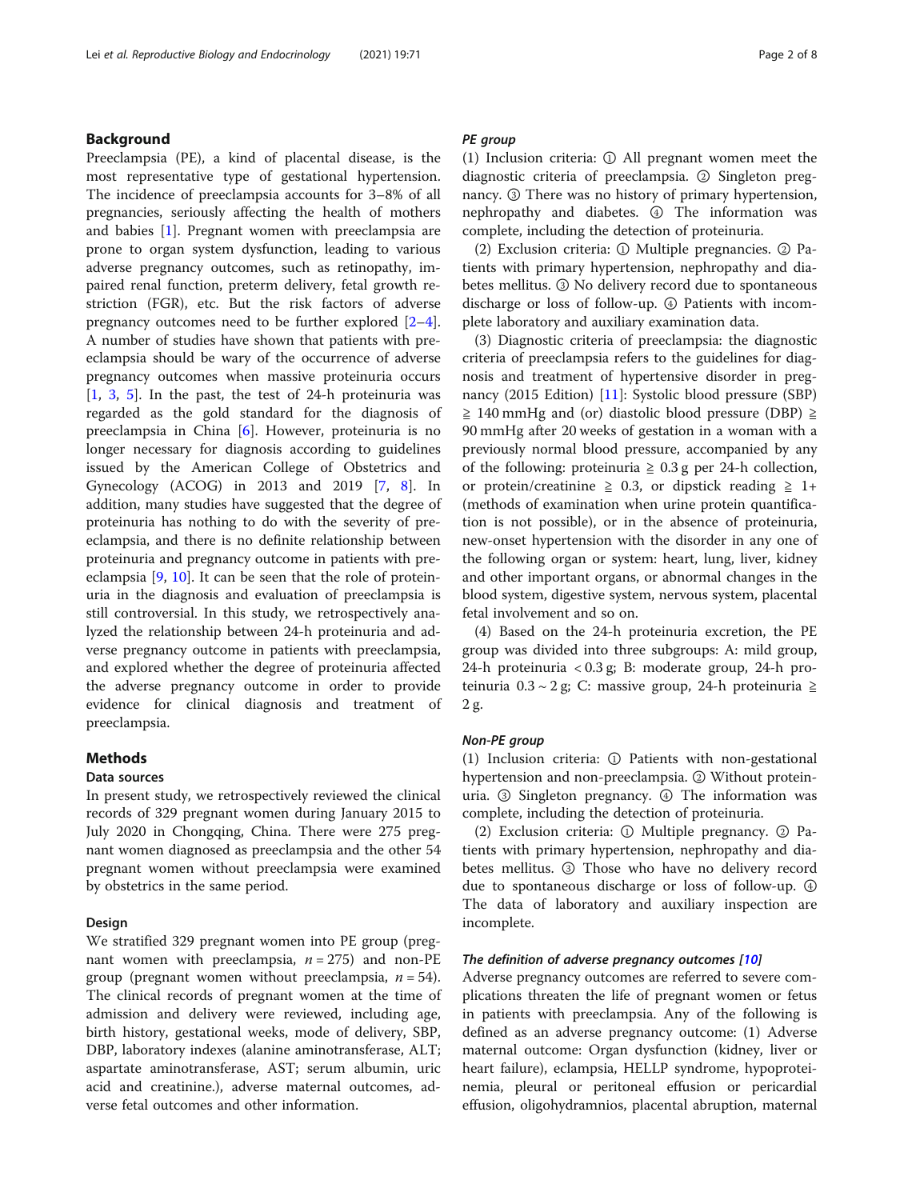## Background

Preeclampsia (PE), a kind of placental disease, is the most representative type of gestational hypertension. The incidence of preeclampsia accounts for 3–8% of all pregnancies, seriously affecting the health of mothers and babies [1]. Pregnant women with preeclampsia are prone to organ system dysfunction, leading to various adverse pregnancy outcomes, such as retinopathy, impaired renal function, preterm delivery, fetal growth restriction (FGR), etc. But the risk factors of adverse pregnancy outcomes need to be further explored [2–4]. A number of studies have shown that patients with preeclampsia should be wary of the occurrence of adverse pregnancy outcomes when massive proteinuria occurs [1, 3, 5]. In the past, the test of 24-h proteinuria was regarded as the gold standard for the diagnosis of preeclampsia in China [6]. However, proteinuria is no longer necessary for diagnosis according to guidelines issued by the American College of Obstetrics and Gynecology (ACOG) in 2013 and 2019 [7, 8]. In addition, many studies have suggested that the degree of proteinuria has nothing to do with the severity of preeclampsia, and there is no definite relationship between proteinuria and pregnancy outcome in patients with preeclampsia [9, 10]. It can be seen that the role of proteinuria in the diagnosis and evaluation of preeclampsia is still controversial. In this study, we retrospectively analyzed the relationship between 24-h proteinuria and adverse pregnancy outcome in patients with preeclampsia, and explored whether the degree of proteinuria affected the adverse pregnancy outcome in order to provide evidence for clinical diagnosis and treatment of preeclampsia.

## Methods

### Data sources

In present study, we retrospectively reviewed the clinical records of 329 pregnant women during January 2015 to July 2020 in Chongqing, China. There were 275 pregnant women diagnosed as preeclampsia and the other 54 pregnant women without preeclampsia were examined by obstetrics in the same period.

### Design

We stratified 329 pregnant women into PE group (pregnant women with preeclampsia, $n = 275$) and non-PE group (pregnant women without preeclampsia, $n = 54$). The clinical records of pregnant women at the time of admission and delivery were reviewed, including age, birth history, gestational weeks, mode of delivery, SBP, DBP, laboratory indexes (alanine aminotransferase, ALT; aspartate aminotransferase, AST; serum albumin, uric acid and creatinine.), adverse maternal outcomes, adverse fetal outcomes and other information.

#### PE group

(1) Inclusion criteria: ① All pregnant women meet the diagnostic criteria of preeclampsia. ② Singleton pregnancy. ③ There was no history of primary hypertension, nephropathy and diabetes. ④ The information was complete, including the detection of proteinuria.

(2) Exclusion criteria: ① Multiple pregnancies. ② Patients with primary hypertension, nephropathy and diabetes mellitus. ③ No delivery record due to spontaneous discharge or loss of follow-up. ④ Patients with incomplete laboratory and auxiliary examination data.

(3) Diagnostic criteria of preeclampsia: the diagnostic criteria of preeclampsia refers to the guidelines for diagnosis and treatment of hypertensive disorder in pregnancy (2015 Edition) [11]: Systolic blood pressure (SBP) $\geqq$ 140 mmHg and (or) diastolic blood pressure (DBP) $\geqq$ 90 mmHg after 20 weeks of gestation in a woman with a previously normal blood pressure, accompanied by any of the following: proteinuria $\geqq$ 0.3 g per 24-h collection, or protein/creatinine $\geqq$ 0.3, or dipstick reading $\geqq$ 1+ (methods of examination when urine protein quantification is not possible), or in the absence of proteinuria, new-onset hypertension with the disorder in any one of the following organ or system: heart, lung, liver, kidney and other important organs, or abnormal changes in the blood system, digestive system, nervous system, placental fetal involvement and so on.

(4) Based on the 24-h proteinuria excretion, the PE group was divided into three subgroups: A: mild group, 24-h proteinuria < 0.3 g; B: moderate group, 24-h proteinuria 0.3 ~ 2 g; C: massive group, 24-h proteinuria $\geqq$ 2 g.

#### Non-PE group

(1) Inclusion criteria: ① Patients with non-gestational hypertension and non-preeclampsia. ② Without proteinuria. ③ Singleton pregnancy. ④ The information was complete, including the detection of proteinuria.

(2) Exclusion criteria: ① Multiple pregnancy. ② Patients with primary hypertension, nephropathy and diabetes mellitus. ③ Those who have no delivery record due to spontaneous discharge or loss of follow-up. ④ The data of laboratory and auxiliary inspection are incomplete.

#### The definition of adverse pregnancy outcomes [10]

Adverse pregnancy outcomes are referred to severe complications threaten the life of pregnant women or fetus in patients with preeclampsia. Any of the following is defined as an adverse pregnancy outcome: (1) Adverse maternal outcome: Organ dysfunction (kidney, liver or heart failure), eclampsia, HELLP syndrome, hypoproteinemia, pleural or peritoneal effusion or pericardial effusion, oligohydramnios, placental abruption, maternal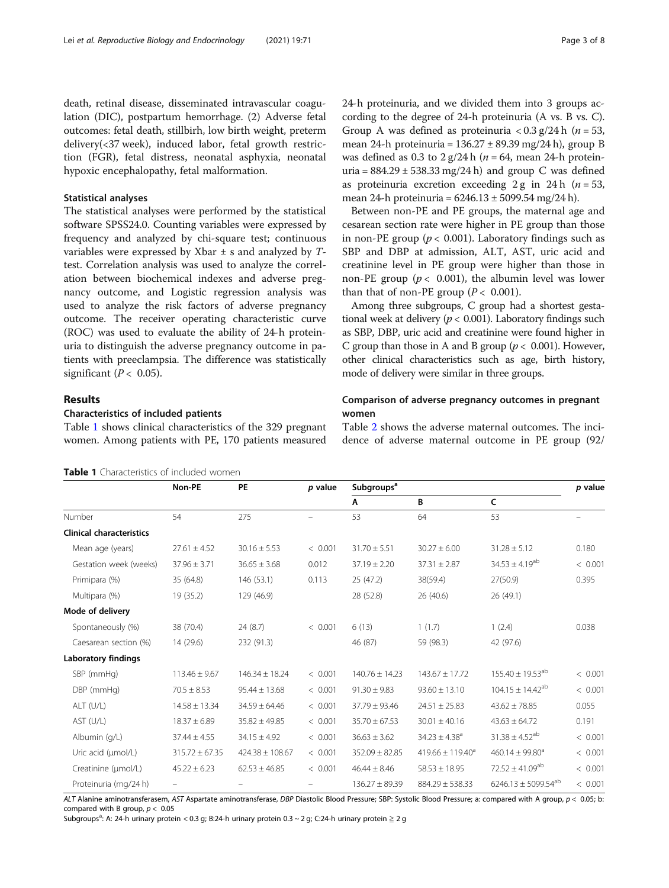death, retinal disease, disseminated intravascular coagulation (DIC), postpartum hemorrhage. (2) Adverse fetal outcomes: fetal death, stillbirh, low birth weight, preterm delivery(<37 week), induced labor, fetal growth restriction (FGR), fetal distress, neonatal asphyxia, neonatal hypoxic encephalopathy, fetal malformation.

### Statistical analyses

The statistical analyses were performed by the statistical software SPSS24.0. Counting variables were expressed by frequency and analyzed by chi-square test; continuous variables were expressed by Xbar ± s and analyzed by *T*-test. Correlation analysis was used to analyze the correlation between biochemical indexes and adverse pregnancy outcome, and Logistic regression analysis was used to analyze the risk factors of adverse pregnancy outcome. The receiver operating characteristic curve (ROC) was used to evaluate the ability of 24-h proteinuria to distinguish the adverse pregnancy outcome in patients with preeclampsia. The difference was statistically significant ($P < 0.05$).

## Results

### Characteristics of included patients

Table 1 shows clinical characteristics of the 329 pregnant women. Among patients with PE, 170 patients measured 24-h proteinuria, and we divided them into 3 groups according to the degree of 24-h proteinuria (A vs. B vs. C). Group A was defined as proteinuria < 0.3 g/24 h ($n = 53$, mean 24-h proteinuria = 136.27 ± 89.39 mg/24 h), group B was defined as 0.3 to 2 g/24 h ($n = 64$, mean 24-h proteinuria = 884.29 ± 538.33 mg/24 h) and group C was defined as proteinuria excretion exceeding 2 g in 24 h ($n = 53$, mean 24-h proteinuria = 6246.13 ± 5099.54 mg/24 h).

Between non-PE and PE groups, the maternal age and cesarean section rate were higher in PE group than those in non-PE group ($p < 0.001$). Laboratory findings such as SBP and DBP at admission, ALT, AST, uric acid and creatinine level in PE group were higher than those in non-PE group ($p < 0.001$), the albumin level was lower than that of non-PE group ($P < 0.001$).

Among three subgroups, C group had a shortest gestational week at delivery ($p < 0.001$). Laboratory findings such as SBP, DBP, uric acid and creatinine were found higher in C group than those in A and B group ($p < 0.001$). However, other clinical characteristics such as age, birth history, mode of delivery were similar in three groups.

### Comparison of adverse pregnancy outcomes in pregnant women

Table 2 shows the adverse maternal outcomes. The incidence of adverse maternal outcome in PE group (92/

**Table 1** Characteristics of included women

| | Non-PE | PE | *p* value | Subgroups[a] | | | *p* value |
|---|---|---|---|---|---|---|---|
| | | | | A | B | C | |
| Number | 54 | 275 | – | 53 | 64 | 53 | – |
| **Clinical characteristics** | | | | | | | |
| Mean age (years) | 27.61 ± 4.52 | 30.16 ± 5.53 | < 0.001 | 31.70 ± 5.51 | 30.27 ± 6.00 | 31.28 ± 5.12 | 0.180 |
| Gestation week (weeks) | 37.96 ± 3.71 | 36.65 ± 3.68 | 0.012 | 37.19 ± 2.20 | 37.31 ± 2.87 | 34.53 ± 4.19[ab] | < 0.001 |
| Primipara (%) | 35 (64.8) | 146 (53.1) | 0.113 | 25 (47.2) | 38(59.4) | 27(50.9) | 0.395 |
| Multipara (%) | 19 (35.2) | 129 (46.9) | | 28 (52.8) | 26 (40.6) | 26 (49.1) | |
| **Mode of delivery** | | | | | | | |
| Spontaneously (%) | 38 (70.4) | 24 (8.7) | < 0.001 | 6 (13) | 1 (1.7) | 1 (2.4) | 0.038 |
| Caesarean section (%) | 14 (29.6) | 232 (91.3) | | 46 (87) | 59 (98.3) | 42 (97.6) | |
| **Laboratory findings** | | | | | | | |
| SBP (mmHg) | 113.46 ± 9.67 | 146.34 ± 18.24 | < 0.001 | 140.76 ± 14.23 | 143.67 ± 17.72 | 155.40 ± 19.53[ab] | < 0.001 |
| DBP (mmHg) | 70.5 ± 8.53 | 95.44 ± 13.68 | < 0.001 | 91.30 ± 9.83 | 93.60 ± 13.10 | 104.15 ± 14.42[ab] | < 0.001 |
| ALT (U/L) | 14.58 ± 13.34 | 34.59 ± 64.46 | < 0.001 | 37.79 ± 93.46 | 24.51 ± 25.83 | 43.62 ± 78.85 | 0.055 |
| AST (U/L) | 18.37 ± 6.89 | 35.82 ± 49.85 | < 0.001 | 35.70 ± 67.53 | 30.01 ± 40.16 | 43.63 ± 64.72 | 0.191 |
| Albumin (g/L) | 37.44 ± 4.55 | 34.15 ± 4.92 | < 0.001 | 36.63 ± 3.62 | 34.23 ± 4.38[a] | 31.38 ± 4.52[ab] | < 0.001 |
| Uric acid (μmol/L) | 315.72 ± 67.35 | 424.38 ± 108.67 | < 0.001 | 352.09 ± 82.85 | 419.66 ± 119.40[a] | 460.14 ± 99.80[a] | < 0.001 |
| Creatinine (μmol/L) | 45.22 ± 6.23 | 62.53 ± 46.85 | < 0.001 | 46.44 ± 8.46 | 58.53 ± 18.95 | 72.52 ± 41.09[ab] | < 0.001 |
| Proteinuria (mg/24 h) | – | – | – | 136.27 ± 89.39 | 884.29 ± 538.33 | 6246.13 ± 5099.54[ab] | < 0.001 |

*ALT* Alanine aminotransferasem, *AST* Aspartate aminotransferase, *DBP* Diastolic Blood Pressure; SBP: Systolic Blood Pressure; a: compared with A group, $p < 0.05$; b: compared with B group, $p < 0.05$

Subgroups[a]: A: 24-h urinary protein < 0.3 g; B:24-h urinary protein 0.3 ~ 2 g; C:24-h urinary protein ≧ 2 g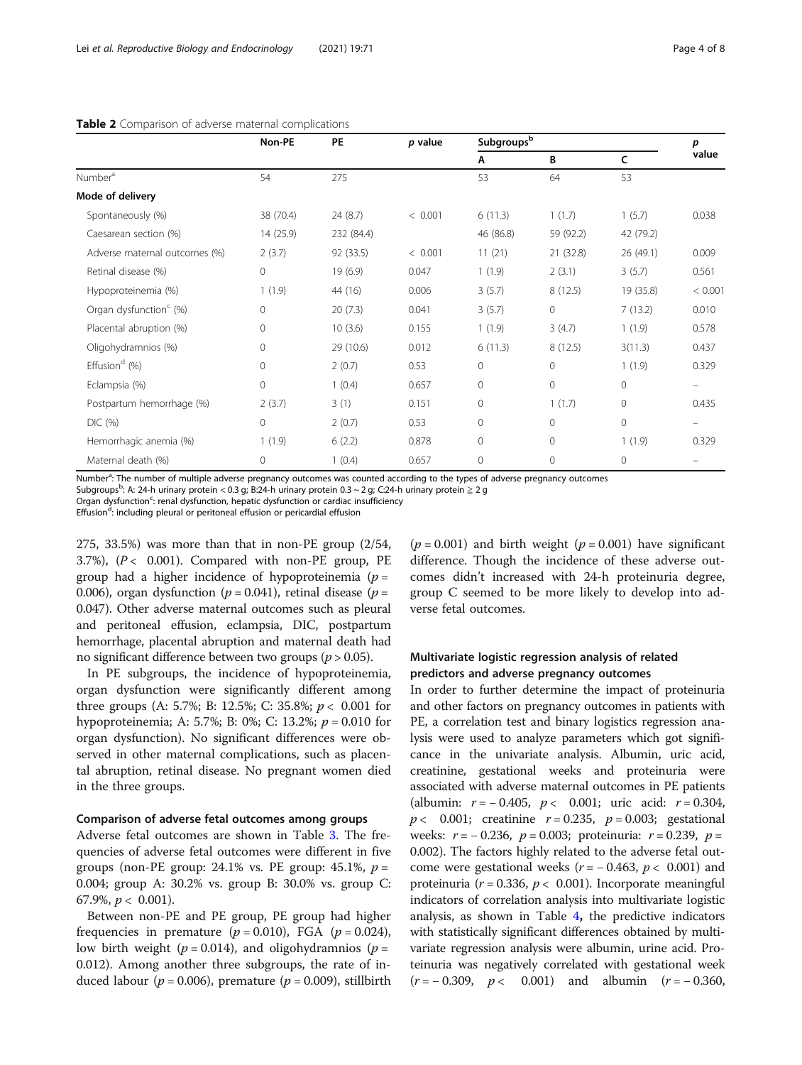**Table 2** Comparison of adverse maternal complications

| | Non-PE | PE | *p* value | Subgroups[b] | | | *p* value |
|---|---|---|---|---|---|---|---|
| | | | | A | B | C | |
| Number[a] | 54 | 275 | | 53 | 64 | 53 | |
| **Mode of delivery** | | | | | | | |
| Spontaneously (%) | 38 (70.4) | 24 (8.7) | < 0.001 | 6 (11.3) | 1 (1.7) | 1 (5.7) | 0.038 |
| Caesarean section (%) | 14 (25.9) | 232 (84.4) | | 46 (86.8) | 59 (92.2) | 42 (79.2) | |
| Adverse maternal outcomes (%) | 2 (3.7) | 92 (33.5) | < 0.001 | 11 (21) | 21 (32.8) | 26 (49.1) | 0.009 |
| Retinal disease (%) | 0 | 19 (6.9) | 0.047 | 1 (1.9) | 2 (3.1) | 3 (5.7) | 0.561 |
| Hypoproteinemia (%) | 1 (1.9) | 44 (16) | 0.006 | 3 (5.7) | 8 (12.5) | 19 (35.8) | < 0.001 |
| Organ dysfunction[c] (%) | 0 | 20 (7.3) | 0.041 | 3 (5.7) | 0 | 7 (13.2) | 0.010 |
| Placental abruption (%) | 0 | 10 (3.6) | 0.155 | 1 (1.9) | 3 (4.7) | 1 (1.9) | 0.578 |
| Oligohydramnios (%) | 0 | 29 (10.6) | 0.012 | 6 (11.3) | 8 (12.5) | 3(11.3) | 0.437 |
| Effusion[d] (%) | 0 | 2 (0.7) | 0.53 | 0 | 0 | 1 (1.9) | 0.329 |
| Eclampsia (%) | 0 | 1 (0.4) | 0.657 | 0 | 0 | 0 | – |
| Postpartum hemorrhage (%) | 2 (3.7) | 3 (1) | 0.151 | 0 | 1 (1.7) | 0 | 0.435 |
| DIC (%) | 0 | 2 (0.7) | 0.53 | 0 | 0 | 0 | – |
| Hemorrhagic anemia (%) | 1 (1.9) | 6 (2.2) | 0.878 | 0 | 0 | 1 (1.9) | 0.329 |
| Maternal death (%) | 0 | 1 (0.4) | 0.657 | 0 | 0 | 0 | – |

Number[a]: The number of multiple adverse pregnancy outcomes was counted according to the types of adverse pregnancy outcomes
Subgroups[b]: A: 24-h urinary protein < 0.3 g; B:24-h urinary protein 0.3 ~ 2 g; C:24-h urinary protein ≧ 2 g
Organ dysfunction[c]: renal dysfunction, hepatic dysfunction or cardiac insufficiency
Effusion[d]: including pleural or peritoneal effusion or pericardial effusion

275, 33.5%) was more than that in non-PE group (2/54, 3.7%), ($P < 0.001$). Compared with non-PE group, PE group had a higher incidence of hypoproteinemia ($p = 0.006$), organ dysfunction ($p = 0.041$), retinal disease ($p = 0.047$). Other adverse maternal outcomes such as pleural and peritoneal effusion, eclampsia, DIC, postpartum hemorrhage, placental abruption and maternal death had no significant difference between two groups ($p > 0.05$).

In PE subgroups, the incidence of hypoproteinemia, organ dysfunction were significantly different among three groups (A: 5.7%; B: 12.5%; C: 35.8%; $p < 0.001$ for hypoproteinemia; A: 5.7%; B: 0%; C: 13.2%; $p = 0.010$ for organ dysfunction). No significant differences were observed in other maternal complications, such as placental abruption, retinal disease. No pregnant women died in the three groups.

### Comparison of adverse fetal outcomes among groups

Adverse fetal outcomes are shown in Table 3. The frequencies of adverse fetal outcomes were different in five groups (non-PE group: 24.1% vs. PE group: 45.1%, $p = 0.004$; group A: 30.2% vs. group B: 30.0% vs. group C: 67.9%, $p < 0.001$).

Between non-PE and PE group, PE group had higher frequencies in premature ($p = 0.010$), FGA ($p = 0.024$), low birth weight ($p = 0.014$), and oligohydramnios ($p = 0.012$). Among another three subgroups, the rate of induced labour ($p = 0.006$), premature ($p = 0.009$), stillbirth ($p = 0.001$) and birth weight ($p = 0.001$) have significant difference. Though the incidence of these adverse outcomes didn't increased with 24-h proteinuria degree, group C seemed to be more likely to develop into adverse fetal outcomes.

### Multivariate logistic regression analysis of related predictors and adverse pregnancy outcomes

In order to further determine the impact of proteinuria and other factors on pregnancy outcomes in patients with PE, a correlation test and binary logistics regression analysis were used to analyze parameters which got significance in the univariate analysis. Albumin, uric acid, creatinine, gestational weeks and proteinuria were associated with adverse maternal outcomes in PE patients (albumin: $r = -0.405$, $p < 0.001$; uric acid: $r = 0.304$, $p < 0.001$; creatinine $r = 0.235$, $p = 0.003$; gestational weeks: $r = -0.236$, $p = 0.003$; proteinuria: $r = 0.239$, $p = 0.002$). The factors highly related to the adverse fetal outcome were gestational weeks ($r = -0.463$, $p < 0.001$) and proteinuria ($r = 0.336$, $p < 0.001$). Incorporate meaningful indicators of correlation analysis into multivariate logistic analysis, as shown in Table 4, the predictive indicators with statistically significant differences obtained by multivariate regression analysis were albumin, urine acid. Proteinuria was negatively correlated with gestational week ($r = -0.309$, $p < 0.001$) and albumin ($r = -0.360$,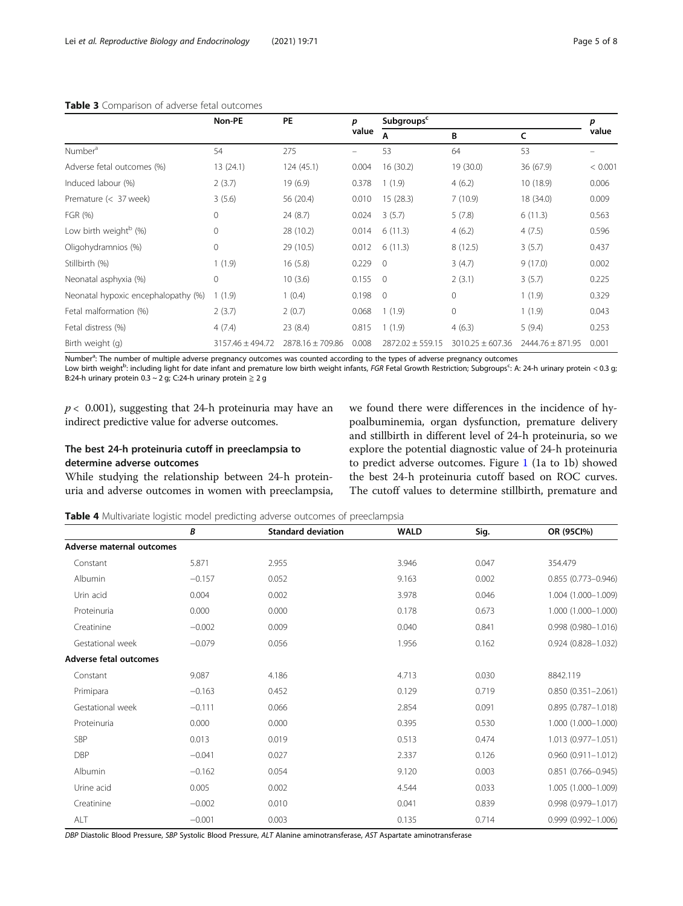**Table 3** Comparison of adverse fetal outcomes

| | Non-PE | PE | p value | Subgroups[c] | | | p value |
|---|---|---|---|---|---|---|---|
| | | | | A | B | C | |
| Number[a] | 54 | 275 | – | 53 | 64 | 53 | – |
| Adverse fetal outcomes (%) | 13 (24.1) | 124 (45.1) | 0.004 | 16 (30.2) | 19 (30.0) | 36 (67.9) | < 0.001 |
| Induced labour (%) | 2 (3.7) | 19 (6.9) | 0.378 | 1 (1.9) | 4 (6.2) | 10 (18.9) | 0.006 |
| Premature (< 37 week) | 3 (5.6) | 56 (20.4) | 0.010 | 15 (28.3) | 7 (10.9) | 18 (34.0) | 0.009 |
| FGR (%) | 0 | 24 (8.7) | 0.024 | 3 (5.7) | 5 (7.8) | 6 (11.3) | 0.563 |
| Low birth weight[b] (%) | 0 | 28 (10.2) | 0.014 | 6 (11.3) | 4 (6.2) | 4 (7.5) | 0.596 |
| Oligohydramnios (%) | 0 | 29 (10.5) | 0.012 | 6 (11.3) | 8 (12.5) | 3 (5.7) | 0.437 |
| Stillbirth (%) | 1 (1.9) | 16 (5.8) | 0.229 | 0 | 3 (4.7) | 9 (17.0) | 0.002 |
| Neonatal asphyxia (%) | 0 | 10 (3.6) | 0.155 | 0 | 2 (3.1) | 3 (5.7) | 0.225 |
| Neonatal hypoxic encephalopathy (%) | 1 (1.9) | 1 (0.4) | 0.198 | 0 | 0 | 1 (1.9) | 0.329 |
| Fetal malformation (%) | 2 (3.7) | 2 (0.7) | 0.068 | 1 (1.9) | 0 | 1 (1.9) | 0.043 |
| Fetal distress (%) | 4 (7.4) | 23 (8.4) | 0.815 | 1 (1.9) | 4 (6.3) | 5 (9.4) | 0.253 |
| Birth weight (g) | 3157.46 ± 494.72 | 2878.16 ± 709.86 | 0.008 | 2872.02 ± 559.15 | 3010.25 ± 607.36 | 2444.76 ± 871.95 | 0.001 |

Number[a]: The number of multiple adverse pregnancy outcomes was counted according to the types of adverse pregnancy outcomes
Low birth weight[b]: including light for date infant and premature low birth weight infants, *FGR* Fetal Growth Restriction; Subgroups[c]: A: 24-h urinary protein < 0.3 g; B:24-h urinary protein 0.3 ~ 2 g; C:24-h urinary protein ≧ 2 g

$p < 0.001$), suggesting that 24-h proteinuria may have an indirect predictive value for adverse outcomes.

## The best 24-h proteinuria cutoff in preeclampsia to determine adverse outcomes

While studying the relationship between 24-h proteinuria and adverse outcomes in women with preeclampsia, we found there were differences in the incidence of hypoalbuminemia, organ dysfunction, premature delivery and stillbirth in different level of 24-h proteinuria, so we explore the potential diagnostic value of 24-h proteinuria to predict adverse outcomes. Figure 1 (1a to 1b) showed the best 24-h proteinuria cutoff based on ROC curves. The cutoff values to determine stillbirth, premature and

**Table 4** Multivariate logistic model predicting adverse outcomes of preeclampsia

| | B | Standard deviation | WALD | Sig. | OR (95CI%) |
|---|---|---|---|---|---|
| **Adverse maternal outcomes** | | | | | |
| Constant | 5.871 | 2.955 | 3.946 | 0.047 | 354.479 |
| Albumin | −0.157 | 0.052 | 9.163 | 0.002 | 0.855 (0.773–0.946) |
| Urin acid | 0.004 | 0.002 | 3.978 | 0.046 | 1.004 (1.000–1.009) |
| Proteinuria | 0.000 | 0.000 | 0.178 | 0.673 | 1.000 (1.000–1.000) |
| Creatinine | −0.002 | 0.009 | 0.040 | 0.841 | 0.998 (0.980–1.016) |
| Gestational week | −0.079 | 0.056 | 1.956 | 0.162 | 0.924 (0.828–1.032) |
| **Adverse fetal outcomes** | | | | | |
| Constant | 9.087 | 4.186 | 4.713 | 0.030 | 8842.119 |
| Primipara | −0.163 | 0.452 | 0.129 | 0.719 | 0.850 (0.351–2.061) |
| Gestational week | −0.111 | 0.066 | 2.854 | 0.091 | 0.895 (0.787–1.018) |
| Proteinuria | 0.000 | 0.000 | 0.395 | 0.530 | 1.000 (1.000–1.000) |
| SBP | 0.013 | 0.019 | 0.513 | 0.474 | 1.013 (0.977–1.051) |
| DBP | −0.041 | 0.027 | 2.337 | 0.126 | 0.960 (0.911–1.012) |
| Albumin | −0.162 | 0.054 | 9.120 | 0.003 | 0.851 (0.766–0.945) |
| Urine acid | 0.005 | 0.002 | 4.544 | 0.033 | 1.005 (1.000–1.009) |
| Creatinine | −0.002 | 0.010 | 0.041 | 0.839 | 0.998 (0.979–1.017) |
| ALT | −0.001 | 0.003 | 0.135 | 0.714 | 0.999 (0.992–1.006) |

*DBP* Diastolic Blood Pressure, *SBP* Systolic Blood Pressure, *ALT* Alanine aminotransferase, *AST* Aspartate aminotransferase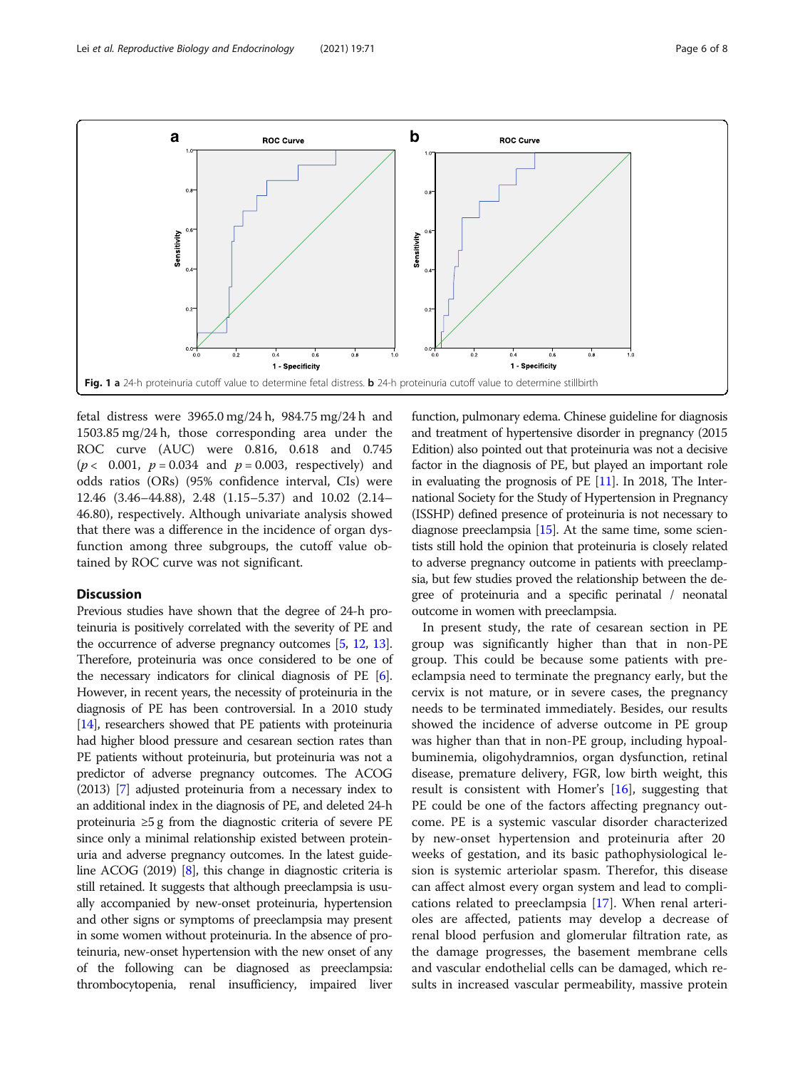**Fig. 1** **a** 24-h proteinuria cutoff value to determine fetal distress. **b** 24-h proteinuria cutoff value to determine stillbirth

fetal distress were 3965.0 mg/24 h, 984.75 mg/24 h and 1503.85 mg/24 h, those corresponding area under the ROC curve (AUC) were 0.816, 0.618 and 0.745 ($p < 0.001$, $p = 0.034$ and $p = 0.003$, respectively) and odds ratios (ORs) (95% confidence interval, CIs) were 12.46 (3.46–44.88), 2.48 (1.15–5.37) and 10.02 (2.14–46.80), respectively. Although univariate analysis showed that there was a difference in the incidence of organ dysfunction among three subgroups, the cutoff value obtained by ROC curve was not significant.

## Discussion

Previous studies have shown that the degree of 24-h proteinuria is positively correlated with the severity of PE and the occurrence of adverse pregnancy outcomes [5, 12, 13]. Therefore, proteinuria was once considered to be one of the necessary indicators for clinical diagnosis of PE [6]. However, in recent years, the necessity of proteinuria in the diagnosis of PE has been controversial. In a 2010 study [14], researchers showed that PE patients with proteinuria had higher blood pressure and cesarean section rates than PE patients without proteinuria, but proteinuria was not a predictor of adverse pregnancy outcomes. The ACOG (2013) [7] adjusted proteinuria from a necessary index to an additional index in the diagnosis of PE, and deleted 24-h proteinuria ≥5 g from the diagnostic criteria of severe PE since only a minimal relationship existed between proteinuria and adverse pregnancy outcomes. In the latest guideline ACOG (2019) [8], this change in diagnostic criteria is still retained. It suggests that although preeclampsia is usually accompanied by new-onset proteinuria, hypertension and other signs or symptoms of preeclampsia may present in some women without proteinuria. In the absence of proteinuria, new-onset hypertension with the new onset of any of the following can be diagnosed as preeclampsia: thrombocytopenia, renal insufficiency, impaired liver function, pulmonary edema. Chinese guideline for diagnosis and treatment of hypertensive disorder in pregnancy (2015 Edition) also pointed out that proteinuria was not a decisive factor in the diagnosis of PE, but played an important role in evaluating the prognosis of PE [11]. In 2018, The International Society for the Study of Hypertension in Pregnancy (ISSHP) defined presence of proteinuria is not necessary to diagnose preeclampsia [15]. At the same time, some scientists still hold the opinion that proteinuria is closely related to adverse pregnancy outcome in patients with preeclampsia, but few studies proved the relationship between the degree of proteinuria and a specific perinatal / neonatal outcome in women with preeclampsia.

In present study, the rate of cesarean section in PE group was significantly higher than that in non-PE group. This could be because some patients with preeclampsia need to terminate the pregnancy early, but the cervix is not mature, or in severe cases, the pregnancy needs to be terminated immediately. Besides, our results showed the incidence of adverse outcome in PE group was higher than that in non-PE group, including hypoalbuminemia, oligohydramnios, organ dysfunction, retinal disease, premature delivery, FGR, low birth weight, this result is consistent with Homer's [16], suggesting that PE could be one of the factors affecting pregnancy outcome. PE is a systemic vascular disorder characterized by new-onset hypertension and proteinuria after 20 weeks of gestation, and its basic pathophysiological lesion is systemic arteriolar spasm. Therefor, this disease can affect almost every organ system and lead to complications related to preeclampsia [17]. When renal arterioles are affected, patients may develop a decrease of renal blood perfusion and glomerular filtration rate, as the damage progresses, the basement membrane cells and vascular endothelial cells can be damaged, which results in increased vascular permeability, massive protein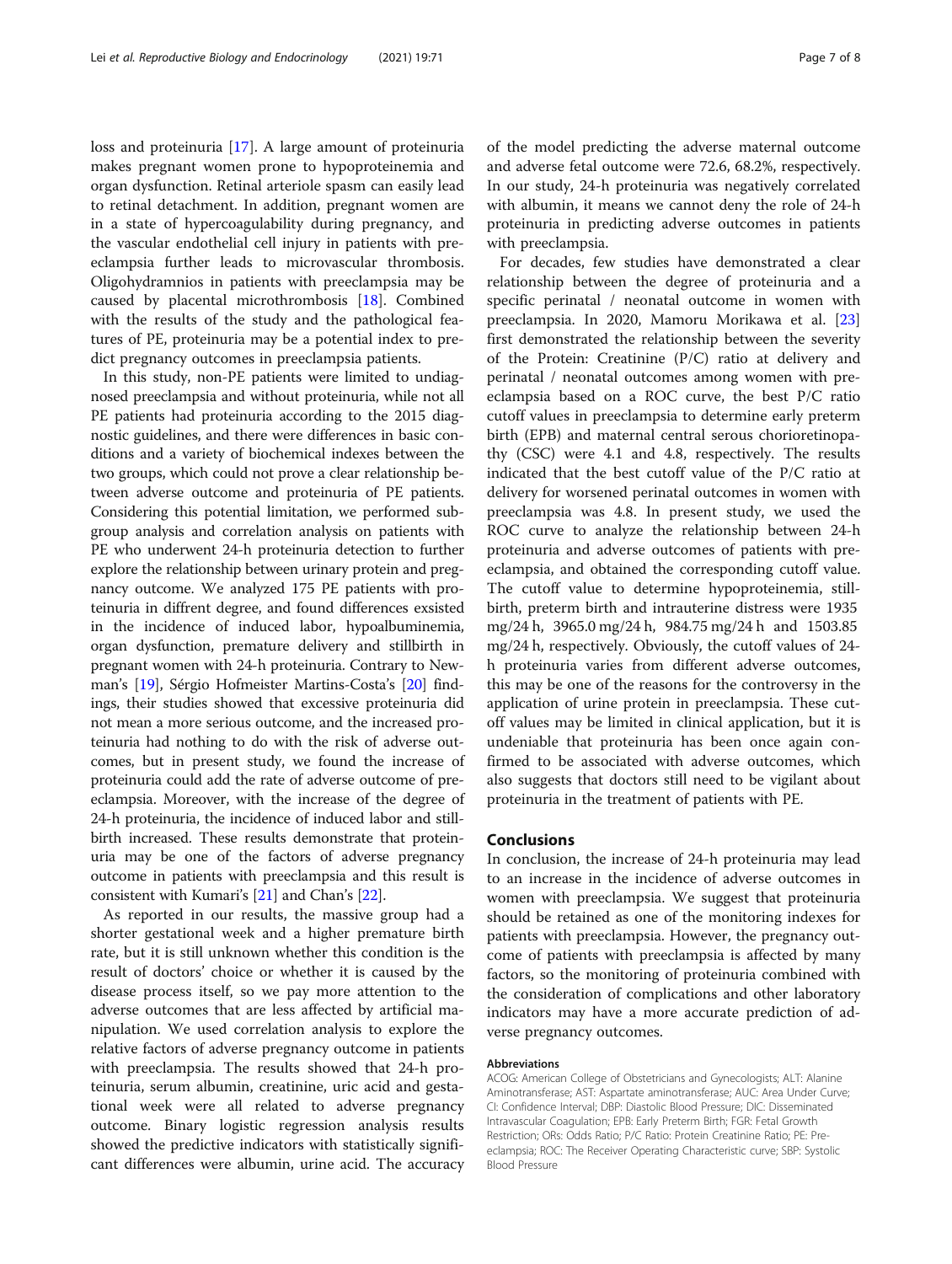loss and proteinuria [17]. A large amount of proteinuria makes pregnant women prone to hypoproteinemia and organ dysfunction. Retinal arteriole spasm can easily lead to retinal detachment. In addition, pregnant women are in a state of hypercoagulability during pregnancy, and the vascular endothelial cell injury in patients with preeclampsia further leads to microvascular thrombosis. Oligohydramnios in patients with preeclampsia may be caused by placental microthrombosis [18]. Combined with the results of the study and the pathological features of PE, proteinuria may be a potential index to predict pregnancy outcomes in preeclampsia patients.

In this study, non-PE patients were limited to undiagnosed preeclampsia and without proteinuria, while not all PE patients had proteinuria according to the 2015 diagnostic guidelines, and there were differences in basic conditions and a variety of biochemical indexes between the two groups, which could not prove a clear relationship between adverse outcome and proteinuria of PE patients. Considering this potential limitation, we performed subgroup analysis and correlation analysis on patients with PE who underwent 24-h proteinuria detection to further explore the relationship between urinary protein and pregnancy outcome. We analyzed 175 PE patients with proteinuria in diffrent degree, and found differences exsisted in the incidence of induced labor, hypoalbuminemia, organ dysfunction, premature delivery and stillbirth in pregnant women with 24-h proteinuria. Contrary to Newman's [19], Sérgio Hofmeister Martins-Costa's [20] findings, their studies showed that excessive proteinuria did not mean a more serious outcome, and the increased proteinuria had nothing to do with the risk of adverse outcomes, but in present study, we found the increase of proteinuria could add the rate of adverse outcome of preeclampsia. Moreover, with the increase of the degree of 24-h proteinuria, the incidence of induced labor and stillbirth increased. These results demonstrate that proteinuria may be one of the factors of adverse pregnancy outcome in patients with preeclampsia and this result is consistent with Kumari's [21] and Chan's [22].

As reported in our results, the massive group had a shorter gestational week and a higher premature birth rate, but it is still unknown whether this condition is the result of doctors' choice or whether it is caused by the disease process itself, so we pay more attention to the adverse outcomes that are less affected by artificial manipulation. We used correlation analysis to explore the relative factors of adverse pregnancy outcome in patients with preeclampsia. The results showed that 24-h proteinuria, serum albumin, creatinine, uric acid and gestational week were all related to adverse pregnancy outcome. Binary logistic regression analysis results showed the predictive indicators with statistically significant differences were albumin, urine acid. The accuracy of the model predicting the adverse maternal outcome and adverse fetal outcome were 72.6, 68.2%, respectively. In our study, 24-h proteinuria was negatively correlated with albumin, it means we cannot deny the role of 24-h proteinuria in predicting adverse outcomes in patients with preeclampsia.

For decades, few studies have demonstrated a clear relationship between the degree of proteinuria and a specific perinatal / neonatal outcome in women with preeclampsia. In 2020, Mamoru Morikawa et al. [23] first demonstrated the relationship between the severity of the Protein: Creatinine (P/C) ratio at delivery and perinatal / neonatal outcomes among women with preeclampsia based on a ROC curve, the best P/C ratio cutoff values in preeclampsia to determine early preterm birth (EPB) and maternal central serous chorioretinopathy (CSC) were 4.1 and 4.8, respectively. The results indicated that the best cutoff value of the P/C ratio at delivery for worsened perinatal outcomes in women with preeclampsia was 4.8. In present study, we used the ROC curve to analyze the relationship between 24-h proteinuria and adverse outcomes of patients with preeclampsia, and obtained the corresponding cutoff value. The cutoff value to determine hypoproteinemia, stillbirth, preterm birth and intrauterine distress were 1935 mg/24 h, 3965.0 mg/24 h, 984.75 mg/24 h and 1503.85 mg/24 h, respectively. Obviously, the cutoff values of 24-h proteinuria varies from different adverse outcomes, this may be one of the reasons for the controversy in the application of urine protein in preeclampsia. These cutoff values may be limited in clinical application, but it is undeniable that proteinuria has been once again confirmed to be associated with adverse outcomes, which also suggests that doctors still need to be vigilant about proteinuria in the treatment of patients with PE.

## Conclusions

In conclusion, the increase of 24-h proteinuria may lead to an increase in the incidence of adverse outcomes in women with preeclampsia. We suggest that proteinuria should be retained as one of the monitoring indexes for patients with preeclampsia. However, the pregnancy outcome of patients with preeclampsia is affected by many factors, so the monitoring of proteinuria combined with the consideration of complications and other laboratory indicators may have a more accurate prediction of adverse pregnancy outcomes.

#### Abbreviations

ACOG: American College of Obstetricians and Gynecologists; ALT: Alanine Aminotransferase; AST: Aspartate aminotransferase; AUC: Area Under Curve; CI: Confidence Interval; DBP: Diastolic Blood Pressure; DIC: Disseminated Intravascular Coagulation; EPB: Early Preterm Birth; FGR: Fetal Growth Restriction; ORs: Odds Ratio; P/C Ratio: Protein Creatinine Ratio; PE: Pre-eclampsia; ROC: The Receiver Operating Characteristic curve; SBP: Systolic Blood Pressure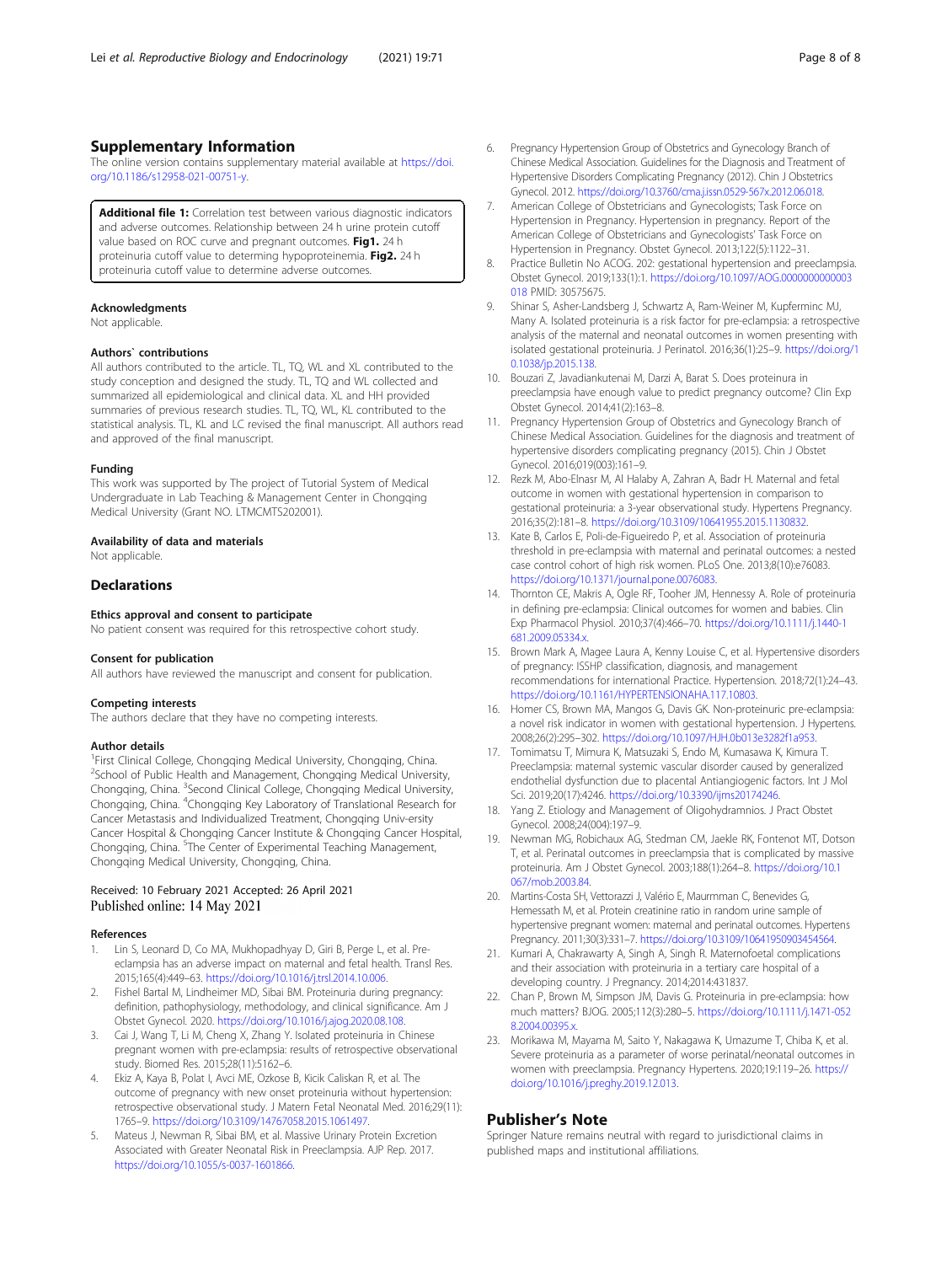## Supplementary Information

The online version contains supplementary material available at https://doi.org/10.1186/s12958-021-00751-y.

**Additional file 1:** Correlation test between various diagnostic indicators and adverse outcomes. Relationship between 24 h urine protein cutoff value based on ROC curve and pregnant outcomes. **Fig1.** 24 h proteinuria cutoff value to determing hypoproteinemia. **Fig2.** 24 h proteinuria cutoff value to determine adverse outcomes.

### Acknowledgments

Not applicable.

### Authors` contributions

All authors contributed to the article. TL, TQ, WL and XL contributed to the study conception and designed the study. TL, TQ and WL collected and summarized all epidemiological and clinical data. XL and HH provided summaries of previous research studies. TL, TQ, WL, KL contributed to the statistical analysis. TL, KL and LC revised the final manuscript. All authors read and approved of the final manuscript.

### Funding

This work was supported by The project of Tutorial System of Medical Undergraduate in Lab Teaching & Management Center in Chongqing Medical University (Grant NO. LTMCMTS202001).

### Availability of data and materials

Not applicable.

## Declarations

### Ethics approval and consent to participate

No patient consent was required for this retrospective cohort study.

### Consent for publication

All authors have reviewed the manuscript and consent for publication.

### Competing interests

The authors declare that they have no competing interests.

### Author details

[1]First Clinical College, Chongqing Medical University, Chongqing, China. [2]School of Public Health and Management, Chongqing Medical University, Chongqing, China. [3]Second Clinical College, Chongqing Medical University, Chongqing, China. [4]Chongqing Key Laboratory of Translational Research for Cancer Metastasis and Individualized Treatment, Chongqing Univ-ersity Cancer Hospital & Chongqing Cancer Institute & Chongqing Cancer Hospital, Chongqing, China. [5]The Center of Experimental Teaching Management, Chongqing Medical University, Chongqing, China.

Received: 10 February 2021 Accepted: 26 April 2021
Published online: 14 May 2021

### References

1. Lin S, Leonard D, Co MA, Mukhopadhyay D, Giri B, Perge L, et al. Pre-eclampsia has an adverse impact on maternal and fetal health. Transl Res. 2015;165(4):449–63. https://doi.org/10.1016/j.trsl.2014.10.006.
2. Fishel Bartal M, Lindheimer MD, Sibai BM. Proteinuria during pregnancy: definition, pathophysiology, methodology, and clinical significance. Am J Obstet Gynecol. 2020. https://doi.org/10.1016/j.ajog.2020.08.108.
3. Cai J, Wang T, Li M, Cheng X, Zhang Y. Isolated proteinuria in Chinese pregnant women with pre-eclampsia: results of retrospective observational study. Biomed Res. 2015;28(11):5162–6.
4. Ekiz A, Kaya B, Polat I, Avci ME, Ozkose B, Kicik Caliskan R, et al. The outcome of pregnancy with new onset proteinuria without hypertension: retrospective observational study. J Matern Fetal Neonatal Med. 2016;29(11): 1765–9. https://doi.org/10.3109/14767058.2015.1061497.
5. Mateus J, Newman R, Sibai BM, et al. Massive Urinary Protein Excretion Associated with Greater Neonatal Risk in Preeclampsia. AJP Rep. 2017. https://doi.org/10.1055/s-0037-1601866.
6. Pregnancy Hypertension Group of Obstetrics and Gynecology Branch of Chinese Medical Association. Guidelines for the Diagnosis and Treatment of Hypertensive Disorders Complicating Pregnancy (2012). Chin J Obstetrics Gynecol. 2012. https://doi.org/10.3760/cma.j.issn.0529-567x.2012.06.018.
7. American College of Obstetricians and Gynecologists; Task Force on Hypertension in Pregnancy. Hypertension in pregnancy. Report of the American College of Obstetricians and Gynecologists' Task Force on Hypertension in Pregnancy. Obstet Gynecol. 2013;122(5):1122–31.
8. Practice Bulletin No ACOG. 202: gestational hypertension and preeclampsia. Obstet Gynecol. 2019;133(1):1. https://doi.org/10.1097/AOG.0000000000003018 PMID: 30575675.
9. Shinar S, Asher-Landsberg J, Schwartz A, Ram-Weiner M, Kupferminc MJ, Many A. Isolated proteinuria is a risk factor for pre-eclampsia: a retrospective analysis of the maternal and neonatal outcomes in women presenting with isolated gestational proteinuria. J Perinatol. 2016;36(1):25–9. https://doi.org/10.1038/jp.2015.138.
10. Bouzari Z, Javadiankutenai M, Darzi A, Barat S. Does proteinura in preeclampsia have enough value to predict pregnancy outcome? Clin Exp Obstet Gynecol. 2014;41(2):163–8.
11. Pregnancy Hypertension Group of Obstetrics and Gynecology Branch of Chinese Medical Association. Guidelines for the diagnosis and treatment of hypertensive disorders complicating pregnancy (2015). Chin J Obstet Gynecol. 2016;019(003):161–9.
12. Rezk M, Abo-Elnasr M, Al Halaby A, Zahran A, Badr H. Maternal and fetal outcome in women with gestational hypertension in comparison to gestational proteinuria: a 3-year observational study. Hypertens Pregnancy. 2016;35(2):181–8. https://doi.org/10.3109/10641955.2015.1130832.
13. Kate B, Carlos E, Poli-de-Figueiredo P, et al. Association of proteinuria threshold in pre-eclampsia with maternal and perinatal outcomes: a nested case control cohort of high risk women. PLoS One. 2013;8(10):e76083. https://doi.org/10.1371/journal.pone.0076083.
14. Thornton CE, Makris A, Ogle RF, Tooher JM, Hennessy A. Role of proteinuria in defining pre-eclampsia: Clinical outcomes for women and babies. Clin Exp Pharmacol Physiol. 2010;37(4):466–70. https://doi.org/10.1111/j.1440-1681.2009.05334.x.
15. Brown Mark A, Magee Laura A, Kenny Louise C, et al. Hypertensive disorders of pregnancy: ISSHP classification, diagnosis, and management recommendations for international Practice. Hypertension. 2018;72(1):24–43. https://doi.org/10.1161/HYPERTENSIONAHA.117.10803.
16. Homer CS, Brown MA, Mangos G, Davis GK. Non-proteinuric pre-eclampsia: a novel risk indicator in women with gestational hypertension. J Hypertens. 2008;26(2):295–302. https://doi.org/10.1097/HJH.0b013e3282f1a953.
17. Tomimatsu T, Mimura K, Matsuzaki S, Endo M, Kumasawa K, Kimura T. Preeclampsia: maternal systemic vascular disorder caused by generalized endothelial dysfunction due to placental Antiangiogenic factors. Int J Mol Sci. 2019;20(17):4246. https://doi.org/10.3390/ijms20174246.
18. Yang Z. Etiology and Management of Oligohydramnios. J Pract Obstet Gynecol. 2008;24(004):197–9.
19. Newman MG, Robichaux AG, Stedman CM, Jaekle RK, Fontenot MT, Dotson T, et al. Perinatal outcomes in preeclampsia that is complicated by massive proteinuria. Am J Obstet Gynecol. 2003;188(1):264–8. https://doi.org/10.1067/mob.2003.84.
20. Martins-Costa SH, Vettorazzi J, Valério E, Maurmman C, Benevides G, Hemessath M, et al. Protein creatinine ratio in random urine sample of hypertensive pregnant women: maternal and perinatal outcomes. Hypertens Pregnancy. 2011;30(3):331–7. https://doi.org/10.3109/10641950903454564.
21. Kumari A, Chakrawarty A, Singh A, Singh R. Maternofoetal complications and their association with proteinuria in a tertiary care hospital of a developing country. J Pregnancy. 2014;2014:431837.
22. Chan P, Brown M, Simpson JM, Davis G. Proteinuria in pre-eclampsia: how much matters? BJOG. 2005;112(3):280–5. https://doi.org/10.1111/j.1471-0528.2004.00395.x.
23. Morikawa M, Mayama M, Saito Y, Nakagawa K, Umazume T, Chiba K, et al. Severe proteinuria as a parameter of worse perinatal/neonatal outcomes in women with preeclampsia. Pregnancy Hypertens. 2020;19:119–26. https://doi.org/10.1016/j.preghy.2019.12.013.

## Publisher's Note

Springer Nature remains neutral with regard to jurisdictional claims in published maps and institutional affiliations.